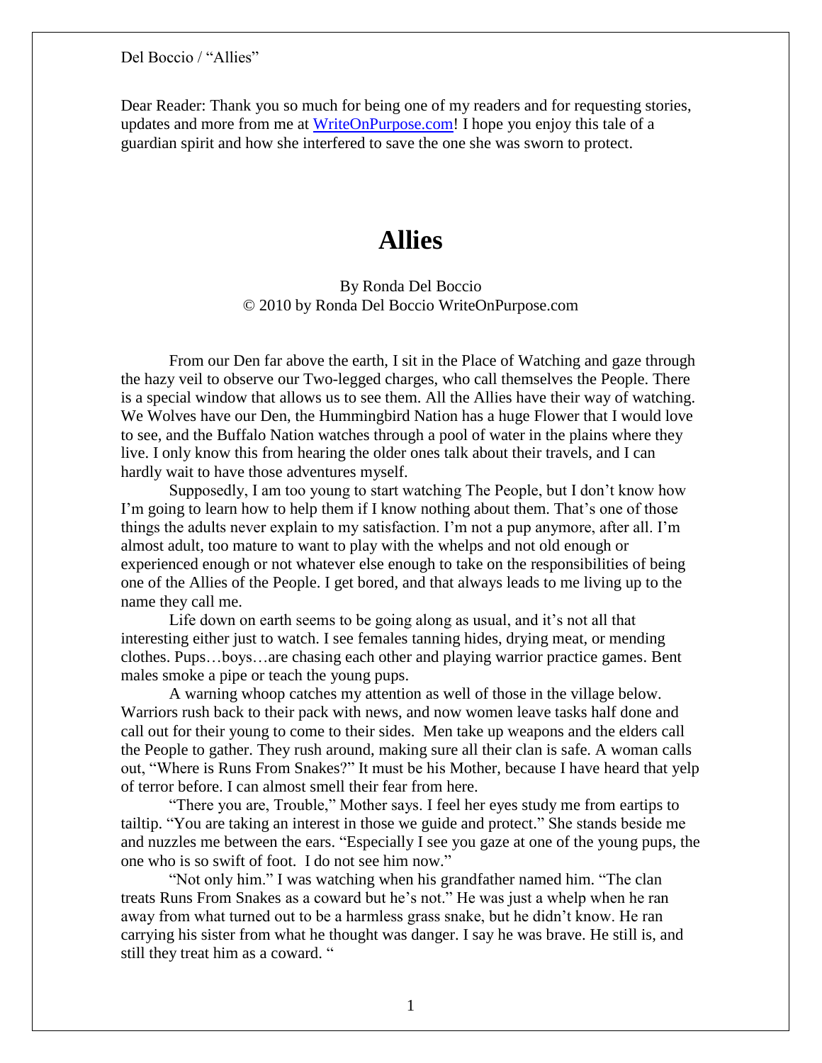Dear Reader: Thank you so much for being one of my readers and for requesting stories, updates and more from me at WriteOnPurpose.com! I hope you enjoy this tale of a guardian spirit and how she interfered to save the one she was sworn to protect.

# Allies

By Ronda Del Boccio
© 2010 by Ronda Del Boccio WriteOnPurpose.com

From our Den far above the earth, I sit in the Place of Watching and gaze through the hazy veil to observe our Two-legged charges, who call themselves the People. There is a special window that allows us to see them. All the Allies have their way of watching. We Wolves have our Den, the Hummingbird Nation has a huge Flower that I would love to see, and the Buffalo Nation watches through a pool of water in the plains where they live. I only know this from hearing the older ones talk about their travels, and I can hardly wait to have those adventures myself.

Supposedly, I am too young to start watching The People, but I don't know how I'm going to learn how to help them if I know nothing about them. That's one of those things the adults never explain to my satisfaction. I'm not a pup anymore, after all. I'm almost adult, too mature to want to play with the whelps and not old enough or experienced enough or not whatever else enough to take on the responsibilities of being one of the Allies of the People. I get bored, and that always leads to me living up to the name they call me.

Life down on earth seems to be going along as usual, and it's not all that interesting either just to watch. I see females tanning hides, drying meat, or mending clothes. Pups…boys…are chasing each other and playing warrior practice games. Bent males smoke a pipe or teach the young pups.

A warning whoop catches my attention as well of those in the village below. Warriors rush back to their pack with news, and now women leave tasks half done and call out for their young to come to their sides. Men take up weapons and the elders call the People to gather. They rush around, making sure all their clan is safe. A woman calls out, "Where is Runs From Snakes?" It must be his Mother, because I have heard that yelp of terror before. I can almost smell their fear from here.

"There you are, Trouble," Mother says. I feel her eyes study me from eartips to tailtip. "You are taking an interest in those we guide and protect." She stands beside me and nuzzles me between the ears. "Especially I see you gaze at one of the young pups, the one who is so swift of foot. I do not see him now."

"Not only him." I was watching when his grandfather named him. "The clan treats Runs From Snakes as a coward but he's not." He was just a whelp when he ran away from what turned out to be a harmless grass snake, but he didn't know. He ran carrying his sister from what he thought was danger. I say he was brave. He still is, and still they treat him as a coward. "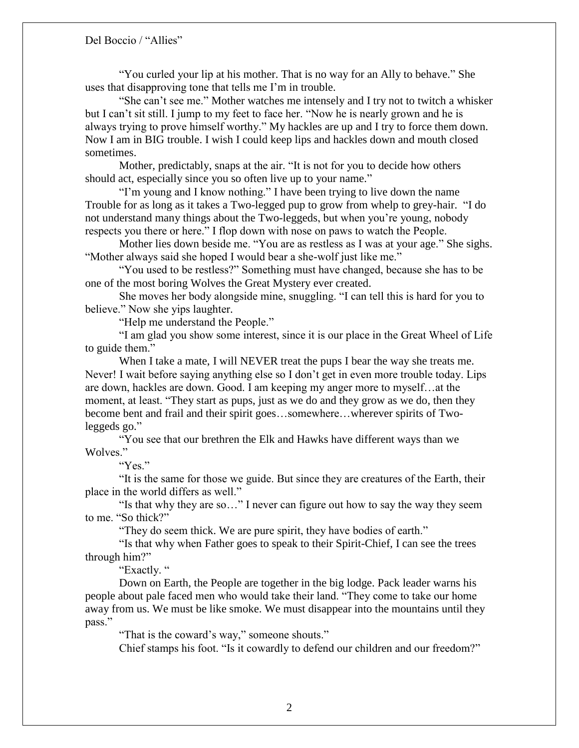"You curled your lip at his mother. That is no way for an Ally to behave." She uses that disapproving tone that tells me I'm in trouble.

"She can't see me." Mother watches me intensely and I try not to twitch a whisker but I can't sit still. I jump to my feet to face her. "Now he is nearly grown and he is always trying to prove himself worthy." My hackles are up and I try to force them down. Now I am in BIG trouble. I wish I could keep lips and hackles down and mouth closed sometimes.

Mother, predictably, snaps at the air. "It is not for you to decide how others should act, especially since you so often live up to your name."

"I'm young and I know nothing." I have been trying to live down the name Trouble for as long as it takes a Two-legged pup to grow from whelp to grey-hair. "I do not understand many things about the Two-leggeds, but when you're young, nobody respects you there or here." I flop down with nose on paws to watch the People.

Mother lies down beside me. "You are as restless as I was at your age." She sighs. "Mother always said she hoped I would bear a she-wolf just like me."

"You used to be restless?" Something must have changed, because she has to be one of the most boring Wolves the Great Mystery ever created.

She moves her body alongside mine, snuggling. "I can tell this is hard for you to believe." Now she yips laughter.

"Help me understand the People."

"I am glad you show some interest, since it is our place in the Great Wheel of Life to guide them."

When I take a mate, I will NEVER treat the pups I bear the way she treats me. Never! I wait before saying anything else so I don't get in even more trouble today. Lips are down, hackles are down. Good. I am keeping my anger more to myself…at the moment, at least. "They start as pups, just as we do and they grow as we do, then they become bent and frail and their spirit goes…somewhere…wherever spirits of Two-leggeds go."

"You see that our brethren the Elk and Hawks have different ways than we Wolves."

"Yes."

"It is the same for those we guide. But since they are creatures of the Earth, their place in the world differs as well."

"Is that why they are so…" I never can figure out how to say the way they seem to me. "So thick?"

"They do seem thick. We are pure spirit, they have bodies of earth."

"Is that why when Father goes to speak to their Spirit-Chief, I can see the trees through him?"

"Exactly. "

Down on Earth, the People are together in the big lodge. Pack leader warns his people about pale faced men who would take their land. "They come to take our home away from us. We must be like smoke. We must disappear into the mountains until they pass."

"That is the coward's way," someone shouts."

Chief stamps his foot. "Is it cowardly to defend our children and our freedom?"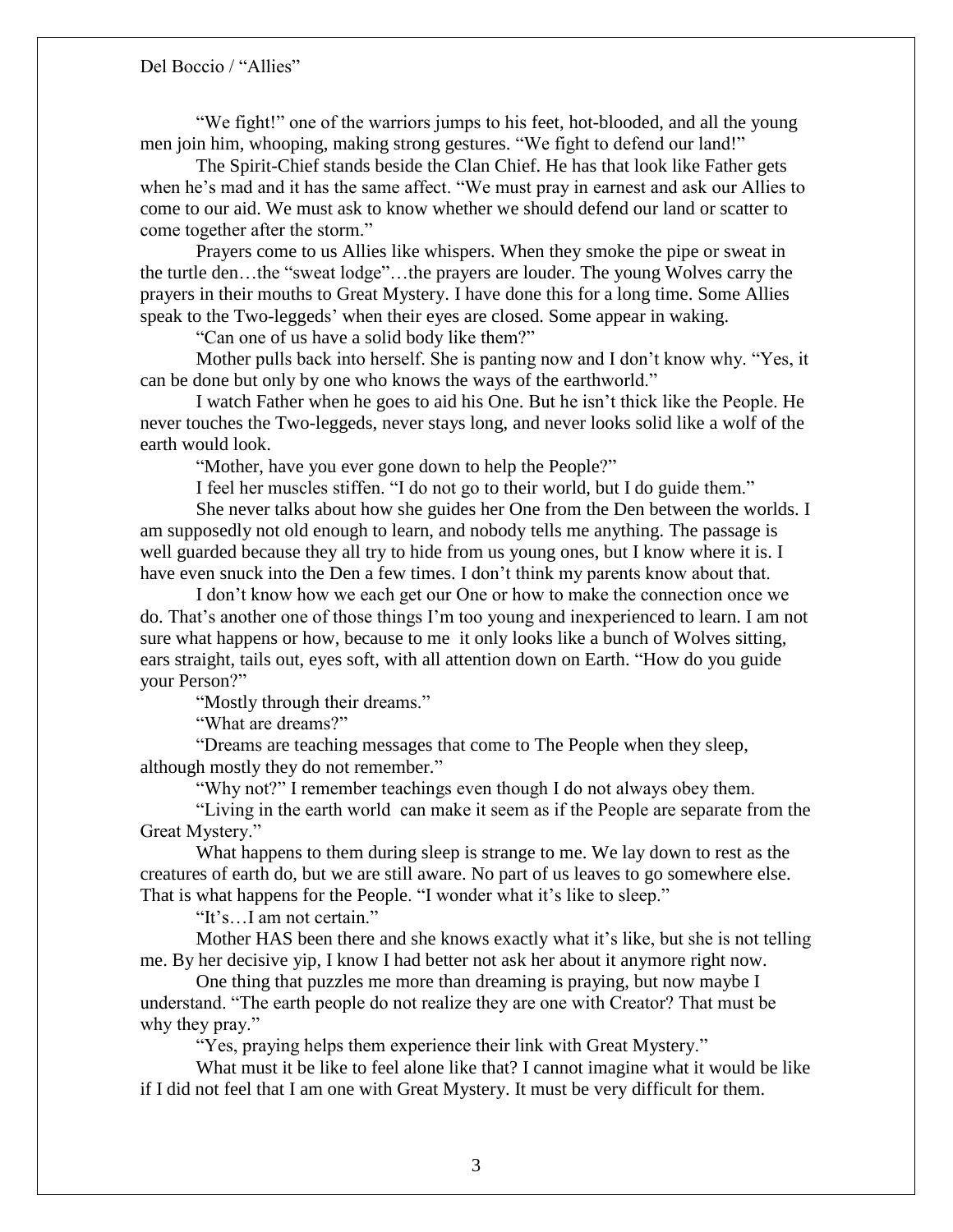"We fight!" one of the warriors jumps to his feet, hot-blooded, and all the young men join him, whooping, making strong gestures. "We fight to defend our land!"

The Spirit-Chief stands beside the Clan Chief. He has that look like Father gets when he's mad and it has the same affect. "We must pray in earnest and ask our Allies to come to our aid. We must ask to know whether we should defend our land or scatter to come together after the storm."

Prayers come to us Allies like whispers. When they smoke the pipe or sweat in the turtle den…the "sweat lodge"…the prayers are louder. The young Wolves carry the prayers in their mouths to Great Mystery. I have done this for a long time. Some Allies speak to the Two-leggeds' when their eyes are closed. Some appear in waking.

"Can one of us have a solid body like them?"

Mother pulls back into herself. She is panting now and I don't know why. "Yes, it can be done but only by one who knows the ways of the earthworld."

I watch Father when he goes to aid his One. But he isn't thick like the People. He never touches the Two-leggeds, never stays long, and never looks solid like a wolf of the earth would look.

"Mother, have you ever gone down to help the People?"

I feel her muscles stiffen. "I do not go to their world, but I do guide them."

She never talks about how she guides her One from the Den between the worlds. I am supposedly not old enough to learn, and nobody tells me anything. The passage is well guarded because they all try to hide from us young ones, but I know where it is. I have even snuck into the Den a few times. I don't think my parents know about that.

I don't know how we each get our One or how to make the connection once we do. That's another one of those things I'm too young and inexperienced to learn. I am not sure what happens or how, because to me it only looks like a bunch of Wolves sitting, ears straight, tails out, eyes soft, with all attention down on Earth. "How do you guide your Person?"

"Mostly through their dreams."

"What are dreams?"

"Dreams are teaching messages that come to The People when they sleep, although mostly they do not remember."

"Why not?" I remember teachings even though I do not always obey them.

"Living in the earth world can make it seem as if the People are separate from the Great Mystery."

What happens to them during sleep is strange to me. We lay down to rest as the creatures of earth do, but we are still aware. No part of us leaves to go somewhere else. That is what happens for the People. "I wonder what it's like to sleep."

"It's…I am not certain."

Mother HAS been there and she knows exactly what it's like, but she is not telling me. By her decisive yip, I know I had better not ask her about it anymore right now.

One thing that puzzles me more than dreaming is praying, but now maybe I understand. "The earth people do not realize they are one with Creator? That must be why they pray."

"Yes, praying helps them experience their link with Great Mystery."

What must it be like to feel alone like that? I cannot imagine what it would be like if I did not feel that I am one with Great Mystery. It must be very difficult for them.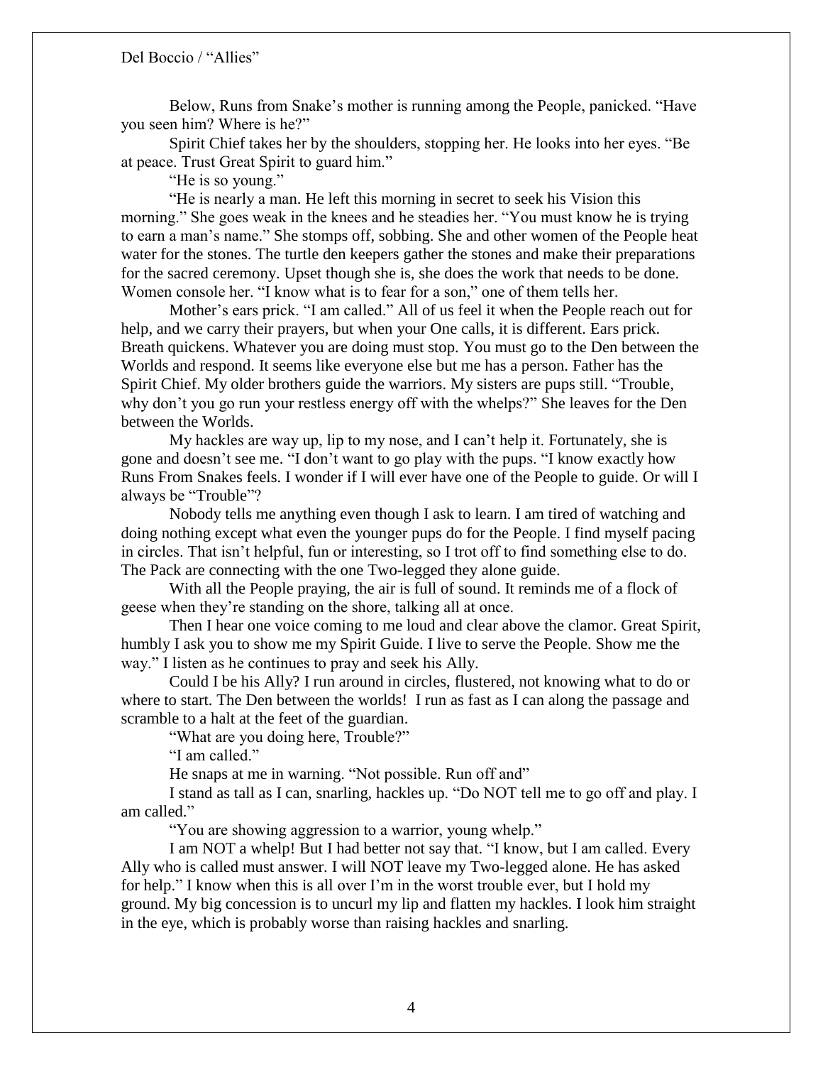Below, Runs from Snake's mother is running among the People, panicked. "Have you seen him? Where is he?"

Spirit Chief takes her by the shoulders, stopping her. He looks into her eyes. "Be at peace. Trust Great Spirit to guard him."

"He is so young."

"He is nearly a man. He left this morning in secret to seek his Vision this morning." She goes weak in the knees and he steadies her. "You must know he is trying to earn a man's name." She stomps off, sobbing. She and other women of the People heat water for the stones. The turtle den keepers gather the stones and make their preparations for the sacred ceremony. Upset though she is, she does the work that needs to be done. Women console her. "I know what is to fear for a son," one of them tells her.

Mother's ears prick. "I am called." All of us feel it when the People reach out for help, and we carry their prayers, but when your One calls, it is different. Ears prick. Breath quickens. Whatever you are doing must stop. You must go to the Den between the Worlds and respond. It seems like everyone else but me has a person. Father has the Spirit Chief. My older brothers guide the warriors. My sisters are pups still. "Trouble, why don't you go run your restless energy off with the whelps?" She leaves for the Den between the Worlds.

My hackles are way up, lip to my nose, and I can't help it. Fortunately, she is gone and doesn't see me. "I don't want to go play with the pups. "I know exactly how Runs From Snakes feels. I wonder if I will ever have one of the People to guide. Or will I always be "Trouble"?

Nobody tells me anything even though I ask to learn. I am tired of watching and doing nothing except what even the younger pups do for the People. I find myself pacing in circles. That isn't helpful, fun or interesting, so I trot off to find something else to do. The Pack are connecting with the one Two-legged they alone guide.

With all the People praying, the air is full of sound. It reminds me of a flock of geese when they're standing on the shore, talking all at once.

Then I hear one voice coming to me loud and clear above the clamor. Great Spirit, humbly I ask you to show me my Spirit Guide. I live to serve the People. Show me the way." I listen as he continues to pray and seek his Ally.

Could I be his Ally? I run around in circles, flustered, not knowing what to do or where to start. The Den between the worlds! I run as fast as I can along the passage and scramble to a halt at the feet of the guardian.

"What are you doing here, Trouble?"

"I am called."

He snaps at me in warning. "Not possible. Run off and"

I stand as tall as I can, snarling, hackles up. "Do NOT tell me to go off and play. I am called."

"You are showing aggression to a warrior, young whelp."

I am NOT a whelp! But I had better not say that. "I know, but I am called. Every Ally who is called must answer. I will NOT leave my Two-legged alone. He has asked for help." I know when this is all over I'm in the worst trouble ever, but I hold my ground. My big concession is to uncurl my lip and flatten my hackles. I look him straight in the eye, which is probably worse than raising hackles and snarling.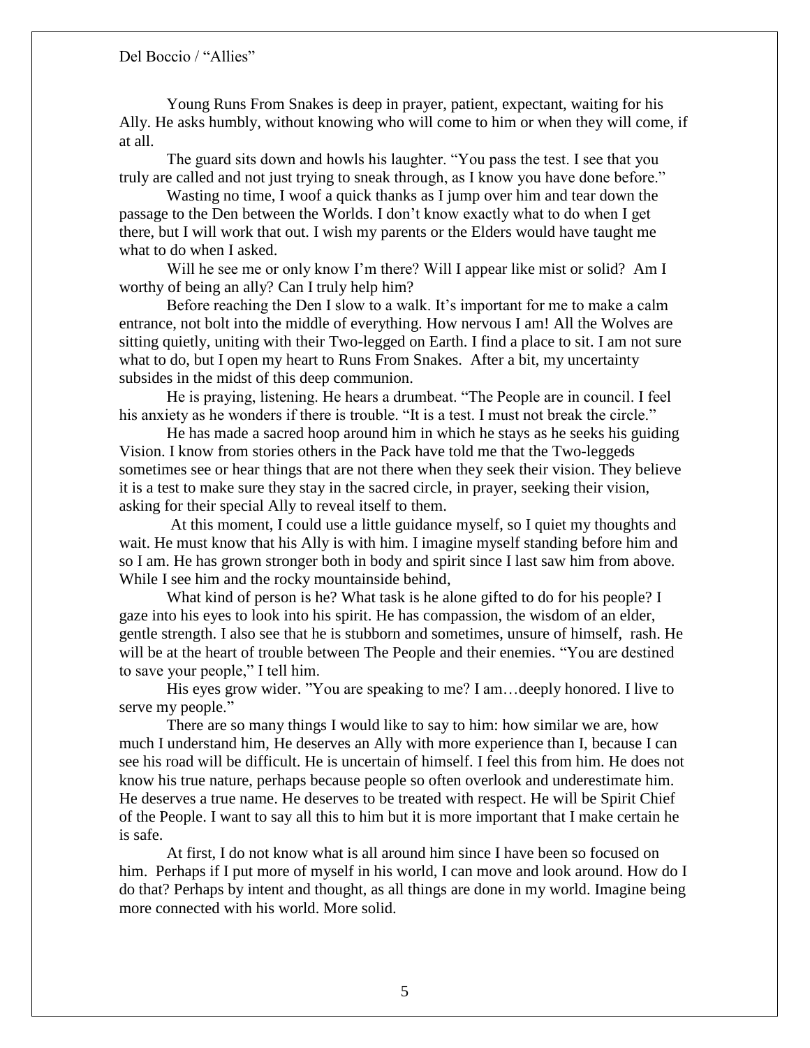Young Runs From Snakes is deep in prayer, patient, expectant, waiting for his Ally. He asks humbly, without knowing who will come to him or when they will come, if at all.

The guard sits down and howls his laughter. "You pass the test. I see that you truly are called and not just trying to sneak through, as I know you have done before."

Wasting no time, I woof a quick thanks as I jump over him and tear down the passage to the Den between the Worlds. I don't know exactly what to do when I get there, but I will work that out. I wish my parents or the Elders would have taught me what to do when I asked.

Will he see me or only know I'm there? Will I appear like mist or solid? Am I worthy of being an ally? Can I truly help him?

Before reaching the Den I slow to a walk. It's important for me to make a calm entrance, not bolt into the middle of everything. How nervous I am! All the Wolves are sitting quietly, uniting with their Two-legged on Earth. I find a place to sit. I am not sure what to do, but I open my heart to Runs From Snakes. After a bit, my uncertainty subsides in the midst of this deep communion.

He is praying, listening. He hears a drumbeat. "The People are in council. I feel his anxiety as he wonders if there is trouble. "It is a test. I must not break the circle."

He has made a sacred hoop around him in which he stays as he seeks his guiding Vision. I know from stories others in the Pack have told me that the Two-leggeds sometimes see or hear things that are not there when they seek their vision. They believe it is a test to make sure they stay in the sacred circle, in prayer, seeking their vision, asking for their special Ally to reveal itself to them.

At this moment, I could use a little guidance myself, so I quiet my thoughts and wait. He must know that his Ally is with him. I imagine myself standing before him and so I am. He has grown stronger both in body and spirit since I last saw him from above. While I see him and the rocky mountainside behind,

What kind of person is he? What task is he alone gifted to do for his people? I gaze into his eyes to look into his spirit. He has compassion, the wisdom of an elder, gentle strength. I also see that he is stubborn and sometimes, unsure of himself, rash. He will be at the heart of trouble between The People and their enemies. "You are destined to save your people," I tell him.

His eyes grow wider. "You are speaking to me? I am…deeply honored. I live to serve my people."

There are so many things I would like to say to him: how similar we are, how much I understand him, He deserves an Ally with more experience than I, because I can see his road will be difficult. He is uncertain of himself. I feel this from him. He does not know his true nature, perhaps because people so often overlook and underestimate him. He deserves a true name. He deserves to be treated with respect. He will be Spirit Chief of the People. I want to say all this to him but it is more important that I make certain he is safe.

At first, I do not know what is all around him since I have been so focused on him. Perhaps if I put more of myself in his world, I can move and look around. How do I do that? Perhaps by intent and thought, as all things are done in my world. Imagine being more connected with his world. More solid.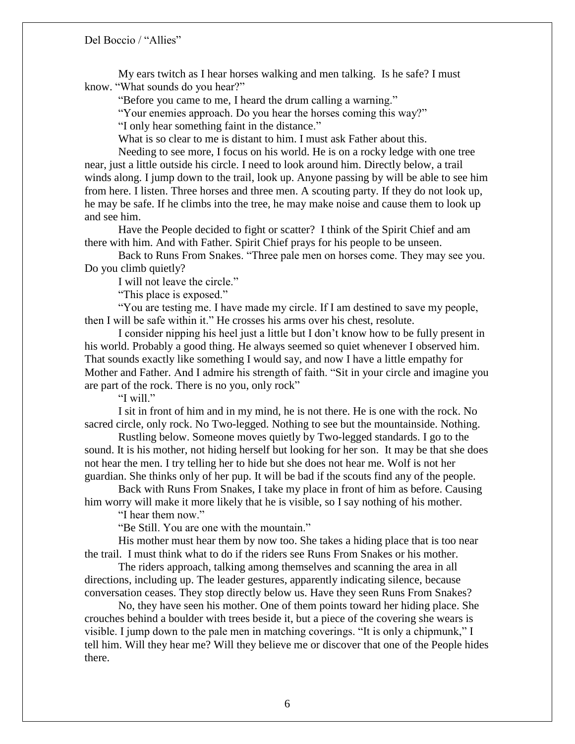My ears twitch as I hear horses walking and men talking. Is he safe? I must know. "What sounds do you hear?"

"Before you came to me, I heard the drum calling a warning."

"Your enemies approach. Do you hear the horses coming this way?"

"I only hear something faint in the distance."

What is so clear to me is distant to him. I must ask Father about this.

Needing to see more, I focus on his world. He is on a rocky ledge with one tree near, just a little outside his circle. I need to look around him. Directly below, a trail winds along. I jump down to the trail, look up. Anyone passing by will be able to see him from here. I listen. Three horses and three men. A scouting party. If they do not look up, he may be safe. If he climbs into the tree, he may make noise and cause them to look up and see him.

Have the People decided to fight or scatter? I think of the Spirit Chief and am there with him. And with Father. Spirit Chief prays for his people to be unseen.

Back to Runs From Snakes. "Three pale men on horses come. They may see you. Do you climb quietly?

I will not leave the circle."

"This place is exposed."

"You are testing me. I have made my circle. If I am destined to save my people, then I will be safe within it." He crosses his arms over his chest, resolute.

I consider nipping his heel just a little but I don't know how to be fully present in his world. Probably a good thing. He always seemed so quiet whenever I observed him. That sounds exactly like something I would say, and now I have a little empathy for Mother and Father. And I admire his strength of faith. "Sit in your circle and imagine you are part of the rock. There is no you, only rock"

"I will."

I sit in front of him and in my mind, he is not there. He is one with the rock. No sacred circle, only rock. No Two-legged. Nothing to see but the mountainside. Nothing.

Rustling below. Someone moves quietly by Two-legged standards. I go to the sound. It is his mother, not hiding herself but looking for her son. It may be that she does not hear the men. I try telling her to hide but she does not hear me. Wolf is not her guardian. She thinks only of her pup. It will be bad if the scouts find any of the people.

Back with Runs From Snakes, I take my place in front of him as before. Causing him worry will make it more likely that he is visible, so I say nothing of his mother.

"I hear them now."

"Be Still. You are one with the mountain."

His mother must hear them by now too. She takes a hiding place that is too near the trail. I must think what to do if the riders see Runs From Snakes or his mother.

The riders approach, talking among themselves and scanning the area in all directions, including up. The leader gestures, apparently indicating silence, because conversation ceases. They stop directly below us. Have they seen Runs From Snakes?

No, they have seen his mother. One of them points toward her hiding place. She crouches behind a boulder with trees beside it, but a piece of the covering she wears is visible. I jump down to the pale men in matching coverings. "It is only a chipmunk," I tell him. Will they hear me? Will they believe me or discover that one of the People hides there.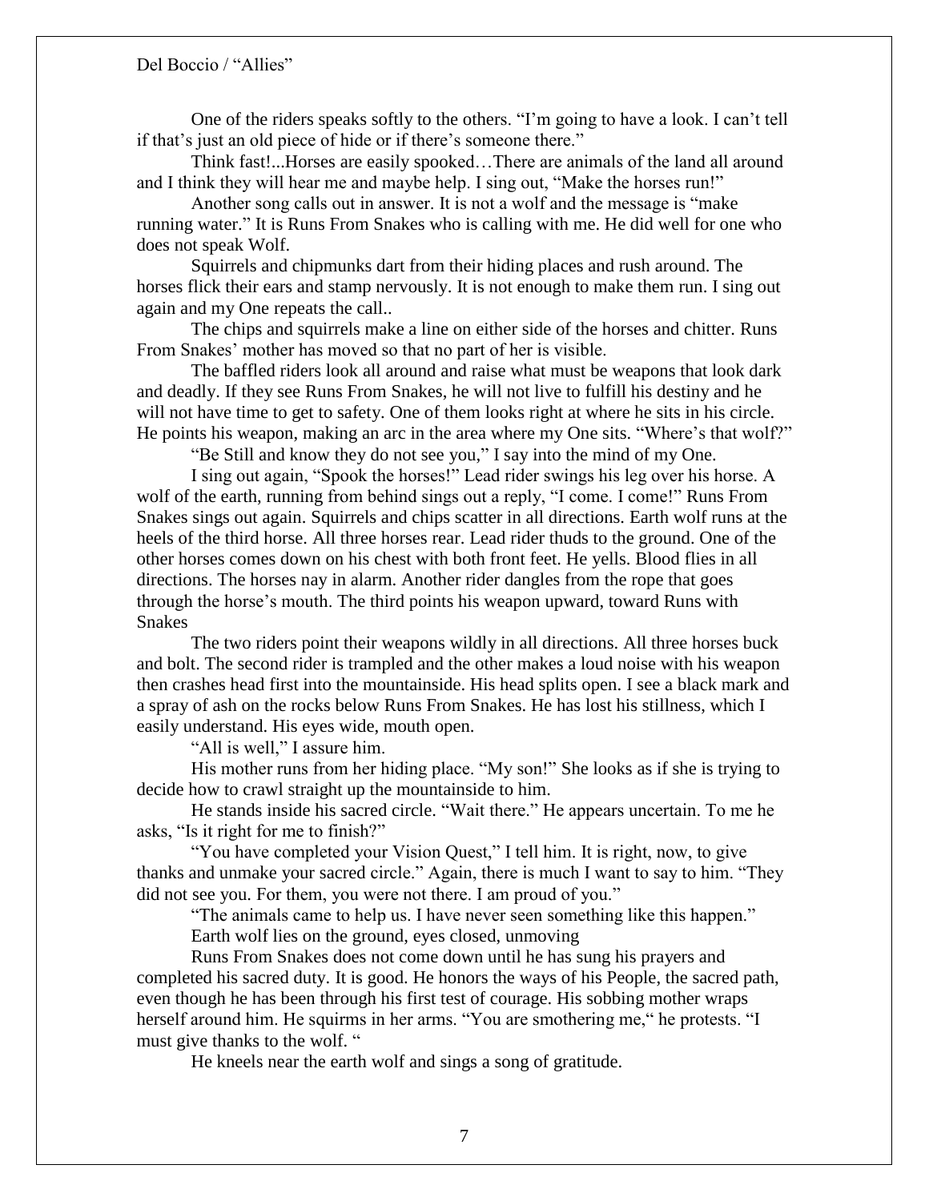One of the riders speaks softly to the others. "I'm going to have a look. I can't tell if that's just an old piece of hide or if there's someone there."

Think fast!...Horses are easily spooked…There are animals of the land all around and I think they will hear me and maybe help. I sing out, "Make the horses run!"

Another song calls out in answer. It is not a wolf and the message is "make running water." It is Runs From Snakes who is calling with me. He did well for one who does not speak Wolf.

Squirrels and chipmunks dart from their hiding places and rush around. The horses flick their ears and stamp nervously. It is not enough to make them run. I sing out again and my One repeats the call..

The chips and squirrels make a line on either side of the horses and chitter. Runs From Snakes' mother has moved so that no part of her is visible.

The baffled riders look all around and raise what must be weapons that look dark and deadly. If they see Runs From Snakes, he will not live to fulfill his destiny and he will not have time to get to safety. One of them looks right at where he sits in his circle. He points his weapon, making an arc in the area where my One sits. "Where's that wolf?"

"Be Still and know they do not see you," I say into the mind of my One.

I sing out again, "Spook the horses!" Lead rider swings his leg over his horse. A wolf of the earth, running from behind sings out a reply, "I come. I come!" Runs From Snakes sings out again. Squirrels and chips scatter in all directions. Earth wolf runs at the heels of the third horse. All three horses rear. Lead rider thuds to the ground. One of the other horses comes down on his chest with both front feet. He yells. Blood flies in all directions. The horses nay in alarm. Another rider dangles from the rope that goes through the horse's mouth. The third points his weapon upward, toward Runs with Snakes

The two riders point their weapons wildly in all directions. All three horses buck and bolt. The second rider is trampled and the other makes a loud noise with his weapon then crashes head first into the mountainside. His head splits open. I see a black mark and a spray of ash on the rocks below Runs From Snakes. He has lost his stillness, which I easily understand. His eyes wide, mouth open.

"All is well," I assure him.

His mother runs from her hiding place. "My son!" She looks as if she is trying to decide how to crawl straight up the mountainside to him.

He stands inside his sacred circle. "Wait there." He appears uncertain. To me he asks, "Is it right for me to finish?"

"You have completed your Vision Quest," I tell him. It is right, now, to give thanks and unmake your sacred circle." Again, there is much I want to say to him. "They did not see you. For them, you were not there. I am proud of you."

"The animals came to help us. I have never seen something like this happen."

Earth wolf lies on the ground, eyes closed, unmoving

Runs From Snakes does not come down until he has sung his prayers and completed his sacred duty. It is good. He honors the ways of his People, the sacred path, even though he has been through his first test of courage. His sobbing mother wraps herself around him. He squirms in her arms. "You are smothering me," he protests. "I must give thanks to the wolf. "

He kneels near the earth wolf and sings a song of gratitude.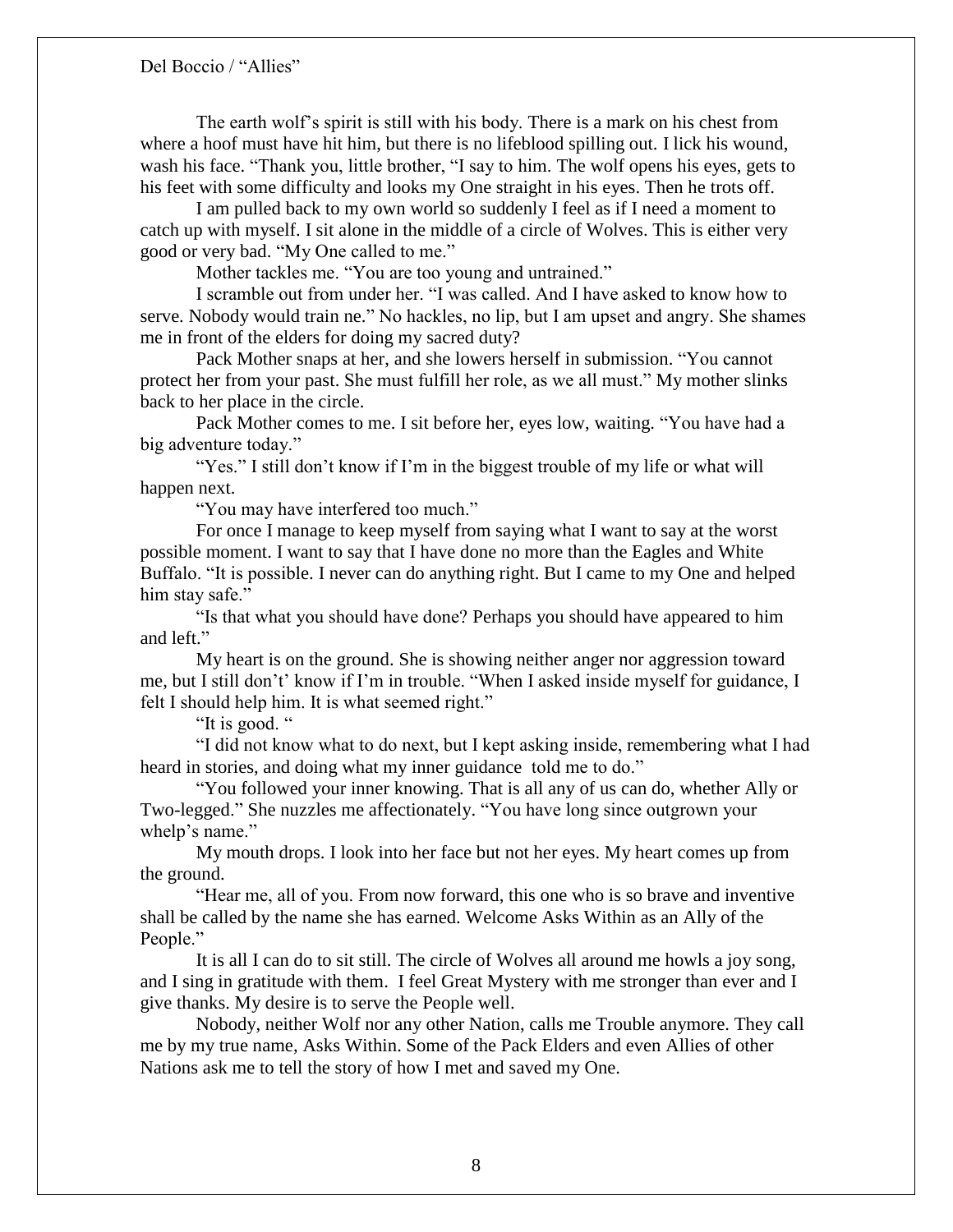The earth wolf's spirit is still with his body. There is a mark on his chest from where a hoof must have hit him, but there is no lifeblood spilling out. I lick his wound, wash his face. "Thank you, little brother, "I say to him. The wolf opens his eyes, gets to his feet with some difficulty and looks my One straight in his eyes. Then he trots off.

I am pulled back to my own world so suddenly I feel as if I need a moment to catch up with myself. I sit alone in the middle of a circle of Wolves. This is either very good or very bad. "My One called to me."

Mother tackles me. "You are too young and untrained."

I scramble out from under her. "I was called. And I have asked to know how to serve. Nobody would train ne." No hackles, no lip, but I am upset and angry. She shames me in front of the elders for doing my sacred duty?

Pack Mother snaps at her, and she lowers herself in submission. "You cannot protect her from your past. She must fulfill her role, as we all must." My mother slinks back to her place in the circle.

Pack Mother comes to me. I sit before her, eyes low, waiting. "You have had a big adventure today."

"Yes." I still don't know if I'm in the biggest trouble of my life or what will happen next.

"You may have interfered too much."

For once I manage to keep myself from saying what I want to say at the worst possible moment. I want to say that I have done no more than the Eagles and White Buffalo. "It is possible. I never can do anything right. But I came to my One and helped him stay safe."

"Is that what you should have done? Perhaps you should have appeared to him and left."

My heart is on the ground. She is showing neither anger nor aggression toward me, but I still don't' know if I'm in trouble. "When I asked inside myself for guidance, I felt I should help him. It is what seemed right."

"It is good. "

"I did not know what to do next, but I kept asking inside, remembering what I had heard in stories, and doing what my inner guidance told me to do."

"You followed your inner knowing. That is all any of us can do, whether Ally or Two-legged." She nuzzles me affectionately. "You have long since outgrown your whelp's name."

My mouth drops. I look into her face but not her eyes. My heart comes up from the ground.

"Hear me, all of you. From now forward, this one who is so brave and inventive shall be called by the name she has earned. Welcome Asks Within as an Ally of the People."

It is all I can do to sit still. The circle of Wolves all around me howls a joy song, and I sing in gratitude with them. I feel Great Mystery with me stronger than ever and I give thanks. My desire is to serve the People well.

Nobody, neither Wolf nor any other Nation, calls me Trouble anymore. They call me by my true name, Asks Within. Some of the Pack Elders and even Allies of other Nations ask me to tell the story of how I met and saved my One.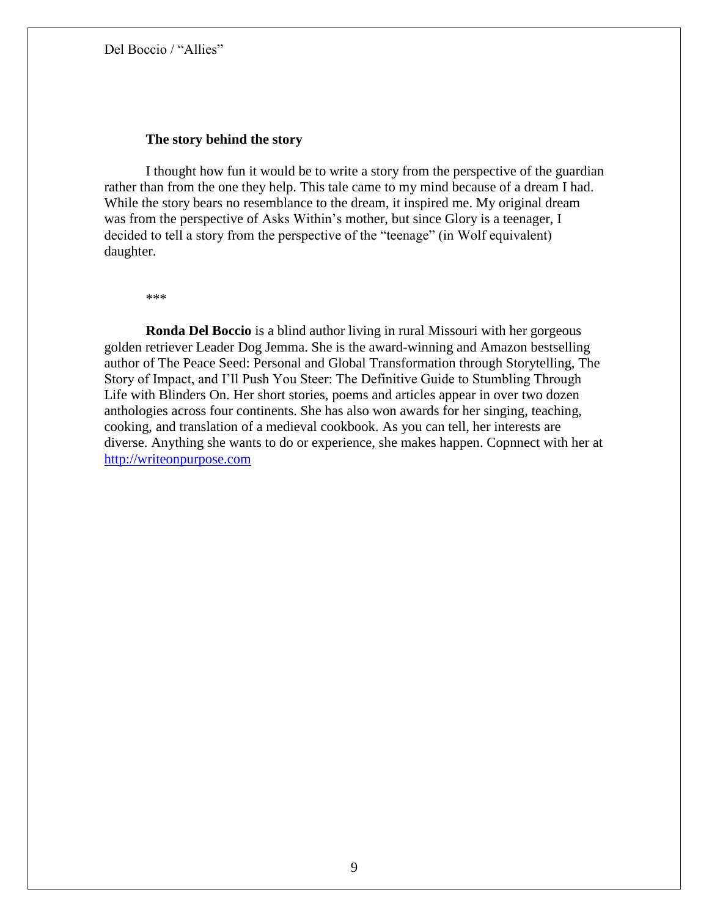**The story behind the story**

I thought how fun it would be to write a story from the perspective of the guardian rather than from the one they help. This tale came to my mind because of a dream I had. While the story bears no resemblance to the dream, it inspired me. My original dream was from the perspective of Asks Within's mother, but since Glory is a teenager, I decided to tell a story from the perspective of the "teenage" (in Wolf equivalent) daughter.

***

**Ronda Del Boccio** is a blind author living in rural Missouri with her gorgeous golden retriever Leader Dog Jemma. She is the award-winning and Amazon bestselling author of The Peace Seed: Personal and Global Transformation through Storytelling, The Story of Impact, and I'll Push You Steer: The Definitive Guide to Stumbling Through Life with Blinders On. Her short stories, poems and articles appear in over two dozen anthologies across four continents. She has also won awards for her singing, teaching, cooking, and translation of a medieval cookbook. As you can tell, her interests are diverse. Anything she wants to do or experience, she makes happen. Copnnect with her at [http://writeonpurpose.com](http://writeonpurpose.com)